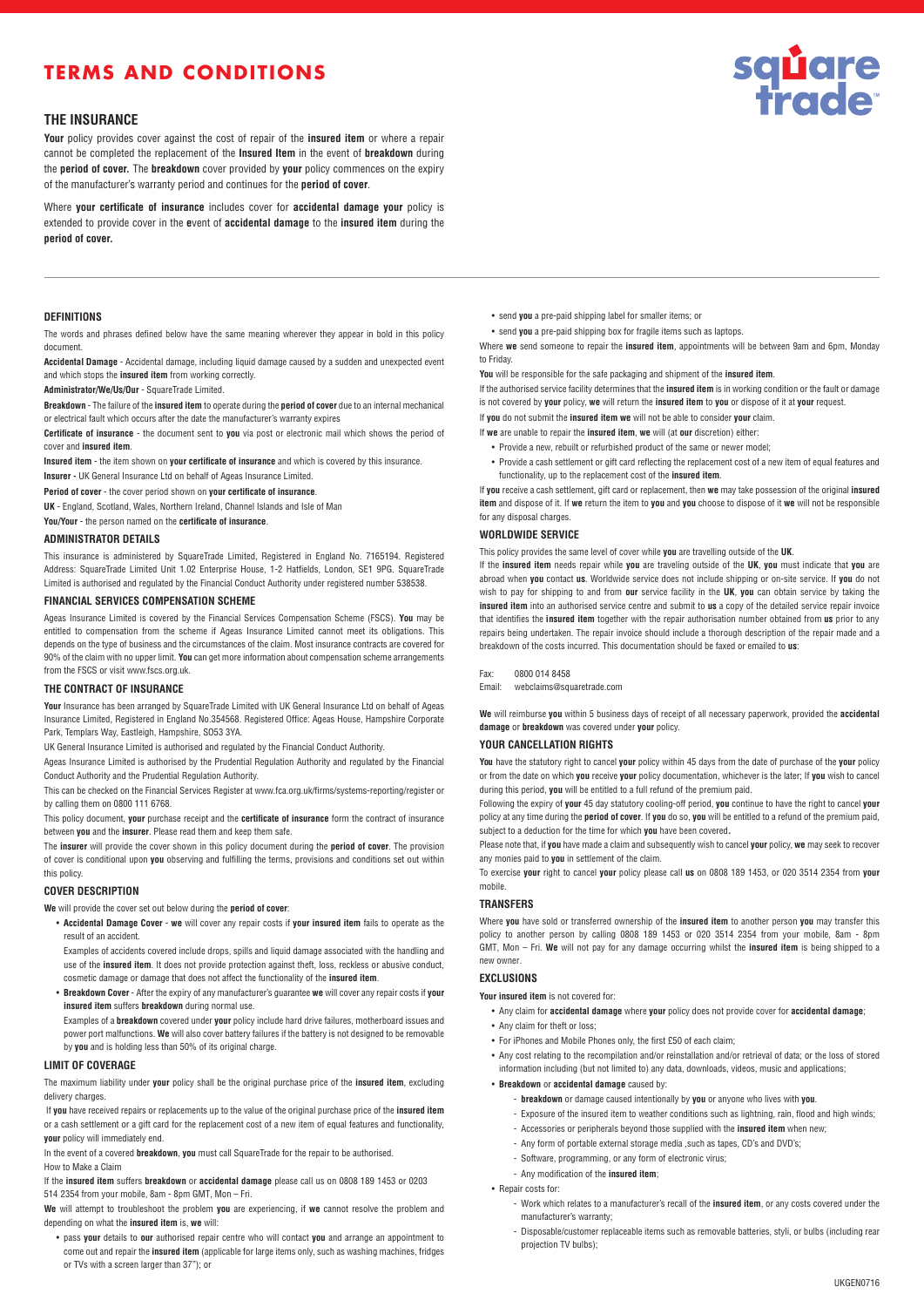# TERMS AND CONDITIONS

## THE INSURANCE

**Your** policy provides cover against the cost of repair of the **insured item** or where a repair cannot be completed the replacement of the **Insured Item** in the event of **breakdown** during the **period of cover.** The **breakdown** cover provided by **your** policy commences on the expiry of the manufacturer's warranty period and continues for the **period of cover**.

Where **your certificate of insurance** includes cover for **accidental damage your** policy is extended to provide cover in the **e**vent of **accidental damage** to the **insured item** during the **period of cover.**

### DEFINITIONS

The words and phrases defined below have the same meaning wherever they appear in bold in this policy document.

**Accidental Damage** - Accidental damage, including liquid damage caused by a sudden and unexpected event and which stops the **insured item** from working correctly.

**Administrator/We/Us/Our** - SquareTrade Limited.

**Breakdown** - The failure of the **insured item** to operate during the **period of cover** due to an internal mechanical or electrical fault which occurs after the date the manufacturer's warranty expires

**Certificate of insurance** - the document sent to **you** via post or electronic mail which shows the period of cover and **insured item**.

**Insured item** - the item shown on **your certificate of insurance** and which is covered by this insurance.

**Insurer -** UK General Insurance Ltd on behalf of Ageas Insurance Limited.

**Period of cover** - the cover period shown on **your certificate of insurance**.

**UK** - England, Scotland, Wales, Northern Ireland, Channel Islands and Isle of Man

**You/Your** - the person named on the **certificate of insurance**.

### ADMINISTRATOR DETAILS

This insurance is administered by SquareTrade Limited, Registered in England No. 7165194. Registered Address: SquareTrade Limited Unit 1.02 Enterprise House, 1-2 Hatfields, London, SE1 9PG. SquareTrade Limited is authorised and regulated by the Financial Conduct Authority under registered number 538538.

### FINANCIAL SERVICES COMPENSATION SCHEME

Ageas Insurance Limited is covered by the Financial Services Compensation Scheme (FSCS). **You** may be entitled to compensation from the scheme if Ageas Insurance Limited cannot meet its obligations. This depends on the type of business and the circumstances of the claim. Most insurance contracts are covered for 90% of the claim with no upper limit. **You** can get more information about compensation scheme arrangements from the FSCS or visit www.fscs.org.uk.

### THE CONTRACT OF INSURANCE

**Your** Insurance has been arranged by SquareTrade Limited with UK General Insurance Ltd on behalf of Ageas Insurance Limited, Registered in England No.354568. Registered Office: Ageas House, Hampshire Corporate Park, Templars Way, Eastleigh, Hampshire, SO53 3YA.

UK General Insurance Limited is authorised and regulated by the Financial Conduct Authority.

Ageas Insurance Limited is authorised by the Prudential Regulation Authority and regulated by the Financial Conduct Authority and the Prudential Regulation Authority.

This can be checked on the Financial Services Register at www.fca.org.uk/firms/systems-reporting/register or by calling them on 0800 111 6768.

This policy document, **your** purchase receipt and the **certificate of insurance** form the contract of insurance between **you** and the **insurer**. Please read them and keep them safe.

The **insurer** will provide the cover shown in this policy document during the **period of cover**. The provision of cover is conditional upon **you** observing and fulfilling the terms, provisions and conditions set out within this policy.

### COVER DESCRIPTION

**We** will provide the cover set out below during the **period of cover**:

- **Accidental Damage Cover - we** will cover any repair costs if **your insured item** fails to operate as the result of an accident.

  Examples of accidents covered include drops, spills and liquid damage associated with the handling and use of the **insured item**. It does not provide protection against theft, loss, reckless or abusive conduct, cosmetic damage or damage that does not affect the functionality of the **insured item**.

- **Breakdown Cover** - After the expiry of any manufacturer's guarantee **we** will cover any repair costs if **your insured item** suffers **breakdown** during normal use.

  Examples of a **breakdown** covered under **your** policy include hard drive failures, motherboard issues and power port malfunctions. **We** will also cover battery failures if the battery is not designed to be removable by **you** and is holding less than 50% of its original charge.

### LIMIT OF COVERAGE

The maximum liability under **your** policy shall be the original purchase price of the **insured item**, excluding delivery charges.

If **you** have received repairs or replacements up to the value of the original purchase price of the **insured item** or a cash settlement or a gift card for the replacement cost of a new item of equal features and functionality, **your** policy will immediately end.

In the event of a covered **breakdown**, **you** must call SquareTrade for the repair to be authorised.

How to Make a Claim

If the **insured item** suffers **breakdown** or **accidental damage** please call us on 0808 189 1453 or 0203 514 2354 from your mobile, 8am - 8pm GMT, Mon – Fri.

**We** will attempt to troubleshoot the problem **you** are experiencing, if **we** cannot resolve the problem and depending on what the **insured item** is, **we** will:

- pass **your** details to **our** authorised repair centre who will contact **you** and arrange an appointment to come out and repair the **insured item** (applicable for large items only, such as washing machines, fridges or TVs with a screen larger than 37"); or
- send **you** a pre-paid shipping label for smaller items; or
- send **you** a pre-paid shipping box for fragile items such as laptops.

Where **we** send someone to repair the **insured item**, appointments will be between 9am and 6pm, Monday to Friday.

**You** will be responsible for the safe packaging and shipment of the **insured item**.

If the authorised service facility determines that the **insured item** is in working condition or the fault or damage is not covered by **your** policy, **we** will return the **insured item** to **you** or dispose of it at **your** request.

If **you** do not submit the **insured item we** will not be able to consider **your** claim.

If **we** are unable to repair the **insured item**, **we** will (at **our** discretion) either:

- Provide a new, rebuilt or refurbished product of the same or newer model;
- Provide a cash settlement or gift card reflecting the replacement cost of a new item of equal features and functionality, up to the replacement cost of the **insured item**.

If **you** receive a cash settlement, gift card or replacement, then **we** may take possession of the original **insured item** and dispose of it. If **we** return the item to **you** and **you** choose to dispose of it **we** will not be responsible for any disposal charges.

### WORLDWIDE SERVICE

This policy provides the same level of cover while **you** are travelling outside of the **UK**.

If the **insured item** needs repair while **you** are traveling outside of the **UK**, **you** must indicate that **you** are abroad when **you** contact **us**. Worldwide service does not include shipping or on-site service. If **you** do not wish to pay for shipping to and from **our** service facility in the **UK**, **you** can obtain service by taking the **insured item** into an authorised service centre and submit to **us** a copy of the detailed service repair invoice that identifies the **insured item** together with the repair authorisation number obtained from **us** prior to any repairs being undertaken. The repair invoice should include a thorough description of the repair made and a breakdown of the costs incurred. This documentation should be faxed or emailed to **us**:

Fax: 0800 014 8458
Email: webclaims@squaretrade.com

**We** will reimburse **you** within 5 business days of receipt of all necessary paperwork, provided the **accidental damage** or **breakdown** was covered under **your** policy.

### YOUR CANCELLATION RIGHTS

**You** have the statutory right to cancel **your** policy within 45 days from the date of purchase of the **your** policy or from the date on which **you** receive **your** policy documentation, whichever is the later; If **you** wish to cancel during this period, **you** will be entitled to a full refund of the premium paid.

Following the expiry of **your** 45 day statutory cooling-off period, **you** continue to have the right to cancel **your** policy at any time during the **period of cover**. If **you** do so, **you** will be entitled to a refund of the premium paid, subject to a deduction for the time for which **you** have been covered.

Please note that, if **you** have made a claim and subsequently wish to cancel **your** policy, **we** may seek to recover any monies paid to **you** in settlement of the claim.

To exercise **your** right to cancel **your** policy please call **us** on 0808 189 1453, or 020 3514 2354 from **your** mobile.

### TRANSFERS

Where **you** have sold or transferred ownership of the **insured item** to another person **you** may transfer this policy to another person by calling 0808 189 1453 or 020 3514 2354 from your mobile, 8am - 8pm GMT, Mon – Fri. **We** will not pay for any damage occurring whilst the **insured item** is being shipped to a new owner.

### EXCLUSIONS

**Your insured item** is not covered for:

- Any claim for **accidental damage** where **your** policy does not provide cover for **accidental damage**;
- Any claim for theft or loss;
- For iPhones and Mobile Phones only, the first £50 of each claim;
- Any cost relating to the recompilation and/or reinstallation and/or retrieval of data; or the loss of stored information including (but not limited to) any data, downloads, videos, music and applications;
- **Breakdown** or **accidental damage** caused by:
  - **breakdown** or damage caused intentionally by **you** or anyone who lives with **you**.
  - Exposure of the insured item to weather conditions such as lightning, rain, flood and high winds;
  - Accessories or peripherals beyond those supplied with the **insured item** when new;
  - Any form of portable external storage media ,such as tapes, CD's and DVD's;
  - Software, programming, or any form of electronic virus;
  - Any modification of the **insured item**;
- Repair costs for:
  - Work which relates to a manufacturer's recall of the **insured item**, or any costs covered under the manufacturer's warranty;
  - Disposable/customer replaceable items such as removable batteries, styli, or bulbs (including rear projection TV bulbs);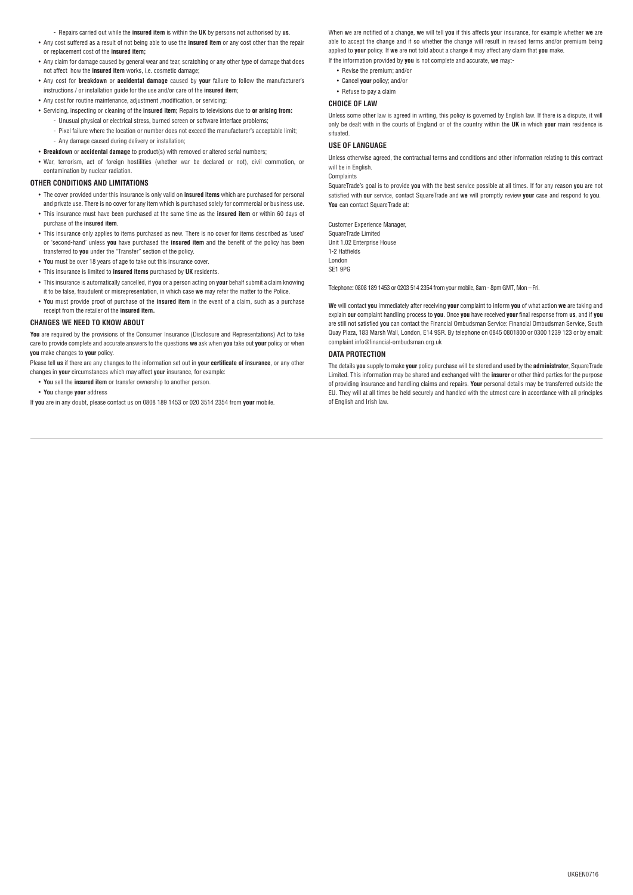- Repairs carried out while the **insured item** is within the **UK** by persons not authorised by **us**.
- Any cost suffered as a result of not being able to use the **insured item** or any cost other than the repair or replacement cost of the **insured item;**
- Any claim for damage caused by general wear and tear, scratching or any other type of damage that does not affect how the **insured item** works, i.e. cosmetic damage;
- Any cost for **breakdown** or **accidental damage** caused by **your** failure to follow the manufacturer's instructions / or installation guide for the use and/or care of the **insured item**;
- Any cost for routine maintenance, adjustment ,modification, or servicing;
- Servicing, inspecting or cleaning of the **insured item;** Repairs to televisions due to **or arising from:**
  - Unusual physical or electrical stress, burned screen or software interface problems;
  - Pixel failure where the location or number does not exceed the manufacturer's acceptable limit;
  - Any damage caused during delivery or installation;
- **Breakdown** or **accidental damage** to product(s) with removed or altered serial numbers;
- War, terrorism, act of foreign hostilities (whether war be declared or not), civil commotion, or contamination by nuclear radiation.

### OTHER CONDITIONS AND LIMITATIONS

- The cover provided under this insurance is only valid on **insured items** which are purchased for personal and private use. There is no cover for any item which is purchased solely for commercial or business use.
- This insurance must have been purchased at the same time as the **insured item** or within 60 days of purchase of the **insured item**.
- This insurance only applies to items purchased as new. There is no cover for items described as 'used' or 'second-hand' unless **you** have purchased the **insured item** and the benefit of the policy has been transferred to **you** under the "Transfer" section of the policy.
- **You** must be over 18 years of age to take out this insurance cover.
- This insurance is limited to **insured items** purchased by **UK** residents.
- This insurance is automatically cancelled, if **you** or a person acting on **your** behalf submit a claim knowing it to be false, fraudulent or misrepresentation, in which case **we** may refer the matter to the Police.
- **You** must provide proof of purchase of the **insured item** in the event of a claim, such as a purchase receipt from the retailer of the **insured item.**

### CHANGES WE NEED TO KNOW ABOUT

**You** are required by the provisions of the Consumer Insurance (Disclosure and Representations) Act to take care to provide complete and accurate answers to the questions **we** ask when **you** take out **your** policy or when **you** make changes to **your** policy.

Please tell **us** if there are any changes to the information set out in **your certificate of insurance**, or any other changes in **your** circumstances which may affect **your** insurance, for example:

- **You** sell the **insured item** or transfer ownership to another person.
- **You** change **your** address

If **you** are in any doubt, please contact us on 0808 189 1453 or 020 3514 2354 from **your** mobile.

When **we** are notified of a change, **we** will tell **you** if this affects **your** insurance, for example whether **we** are able to accept the change and if so whether the change will result in revised terms and/or premium being applied to **your** policy. If **we** are not told about a change it may affect any claim that **you** make.

If the information provided by **you** is not complete and accurate, **we** may:-

- Revise the premium; and/or
- Cancel **your** policy; and/or
- Refuse to pay a claim

### CHOICE OF LAW

Unless some other law is agreed in writing, this policy is governed by English law. If there is a dispute, it will only be dealt with in the courts of England or of the country within the **UK** in which **your** main residence is situated.

### USE OF LANGUAGE

Unless otherwise agreed, the contractual terms and conditions and other information relating to this contract will be in English.

Complaints

SquareTrade's goal is to provide **you** with the best service possible at all times. If for any reason **you** are not satisfied with **our** service, contact SquareTrade and **we** will promptly review **your** case and respond to **you**. **You** can contact SquareTrade at:

Customer Experience Manager,
SquareTrade Limited
Unit 1.02 Enterprise House
1-2 Hatfields
London
SE1 9PG

Telephone**:** 0808 189 1453 or 0203 514 2354 from your mobile, 8am - 8pm GMT, Mon – Fri.

**We** will contact **you** immediately after receiving **your** complaint to inform **you** of what action **we** are taking and explain **our** complaint handling process to **you**. Once **you** have received **your** final response from **us**, and if **you** are still not satisfied **you** can contact the Financial Ombudsman Service: Financial Ombudsman Service, South Quay Plaza, 183 Marsh Wall, London, E14 9SR. By telephone on 0845 0801800 or 0300 1239 123 or by email: complaint.info@financial-ombudsman.org.uk

### DATA PROTECTION

The details **you** supply to make **your** policy purchase will be stored and used by the **administrator**, SquareTrade Limited. This information may be shared and exchanged with the **insurer** or other third parties for the purpose of providing insurance and handling claims and repairs. **Your** personal details may be transferred outside the EU. They will at all times be held securely and handled with the utmost care in accordance with all principles of English and Irish law.

UKGEN0716